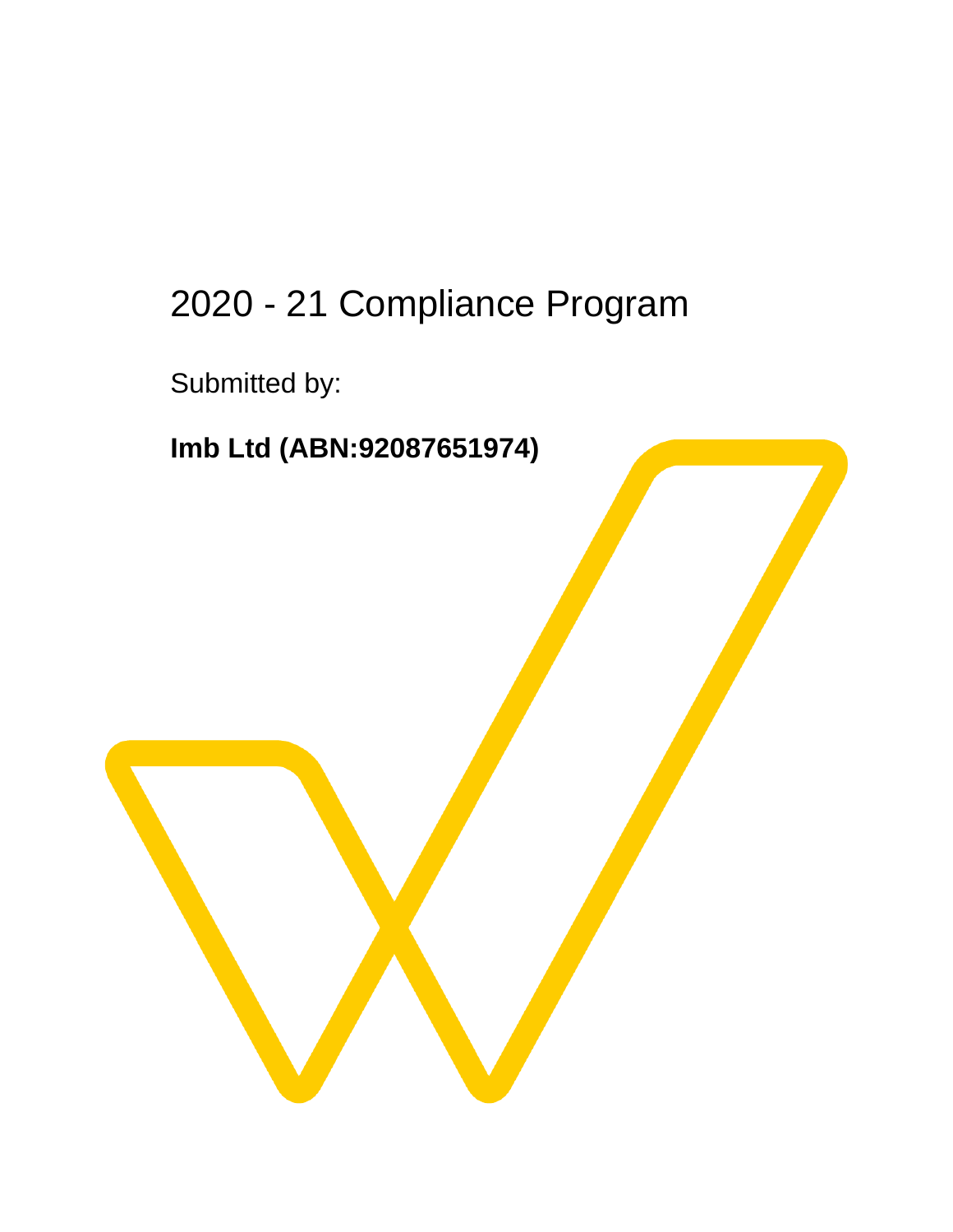# 2020 - 21 Compliance Program

Submitted by:

**Imb Ltd (ABN:92087651974)**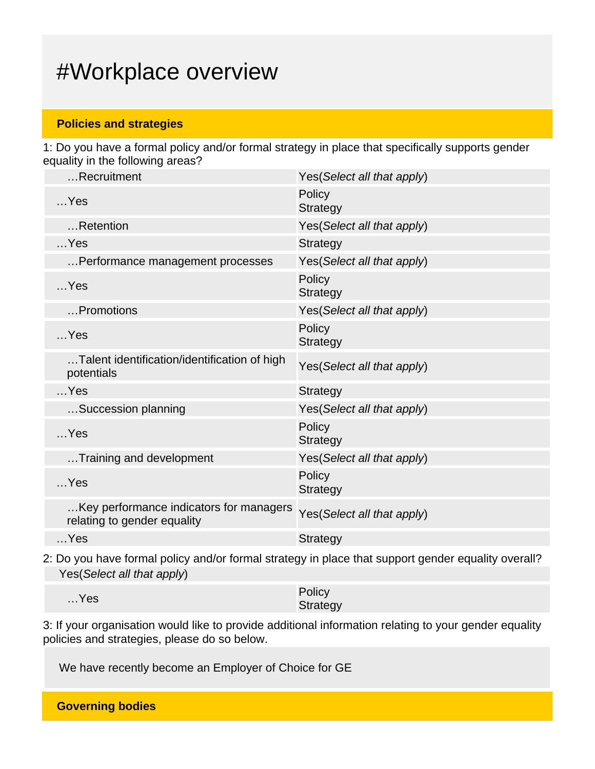# #Workplace overview

## Policies and strategies

1: Do you have a formal policy and/or formal strategy in place that specifically supports gender equality in the following areas?

| | |
|---|---|
| …Recruitment | Yes(*Select all that apply*) |
| …Yes | Policy<br>Strategy |
| …Retention | Yes(*Select all that apply*) |
| …Yes | Strategy |
| …Performance management processes | Yes(*Select all that apply*) |
| …Yes | Policy<br>Strategy |
| …Promotions | Yes(*Select all that apply*) |
| …Yes | Policy<br>Strategy |
| …Talent identification/identification of high potentials | Yes(*Select all that apply*) |
| …Yes | Strategy |
| …Succession planning | Yes(*Select all that apply*) |
| …Yes | Policy<br>Strategy |
| …Training and development | Yes(*Select all that apply*) |
| …Yes | Policy<br>Strategy |
| …Key performance indicators for managers relating to gender equality | Yes(*Select all that apply*) |
| …Yes | Strategy |

2: Do you have formal policy and/or formal strategy in place that support gender equality overall?

Yes(*Select all that apply*)

| | |
|---|---|
| …Yes | Policy<br>Strategy |

3: If your organisation would like to provide additional information relating to your gender equality policies and strategies, please do so below.

We have recently become an Employer of Choice for GE

## Governing bodies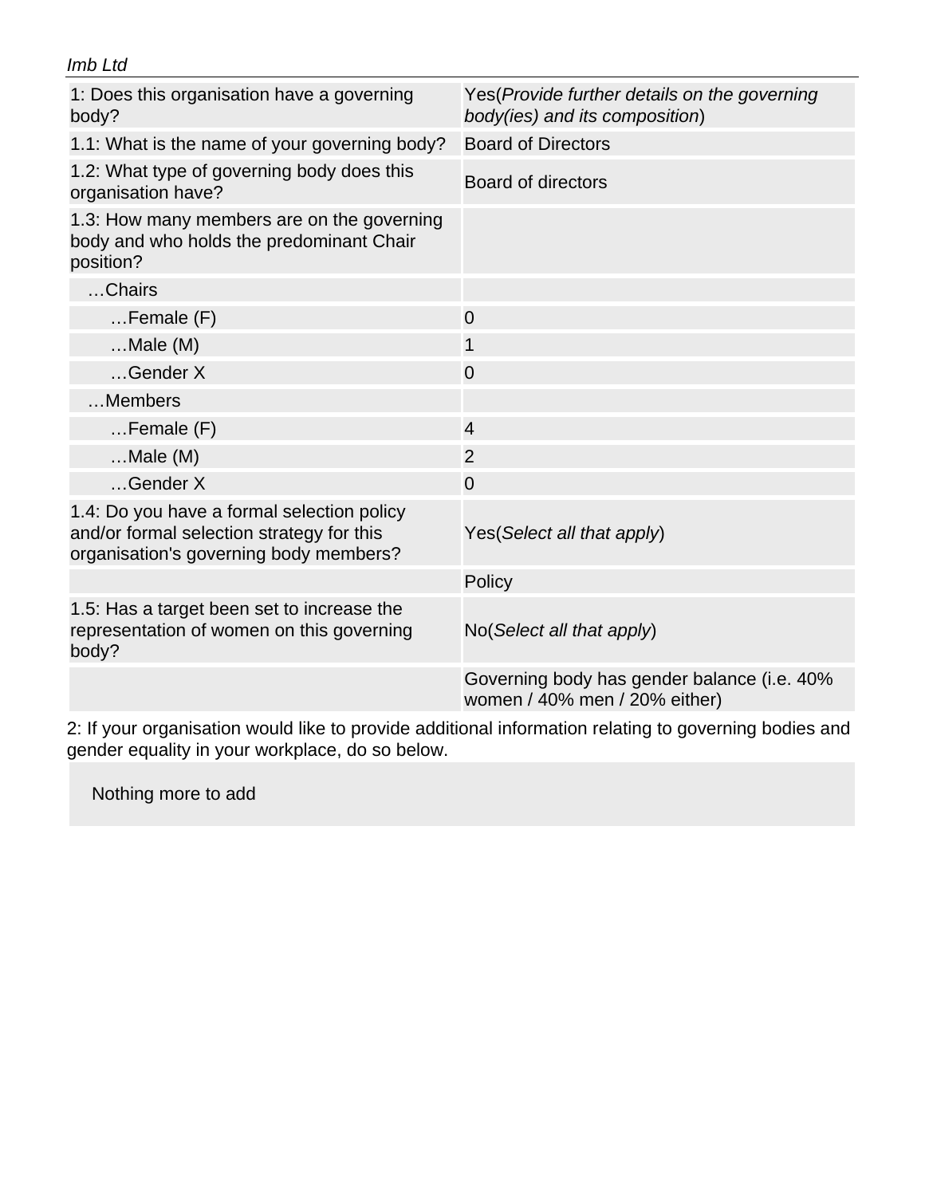| 1: Does this organisation have a governing body? | Yes(*Provide further details on the governing body(ies) and its composition*) |
|---|---|
| 1.1: What is the name of your governing body? | Board of Directors |
| 1.2: What type of governing body does this organisation have? | Board of directors |
| 1.3: How many members are on the governing body and who holds the predominant Chair position? | |
| …Chairs | |
| …Female (F) | 0 |
| …Male (M) | 1 |
| …Gender X | 0 |
| …Members | |
| …Female (F) | 4 |
| …Male (M) | 2 |
| …Gender X | 0 |
| 1.4: Do you have a formal selection policy and/or formal selection strategy for this organisation's governing body members? | Yes(*Select all that apply*) |
| | Policy |
| 1.5: Has a target been set to increase the representation of women on this governing body? | No(*Select all that apply*) |
| | Governing body has gender balance (i.e. 40% women / 40% men / 20% either) |

2: If your organisation would like to provide additional information relating to governing bodies and gender equality in your workplace, do so below.

Nothing more to add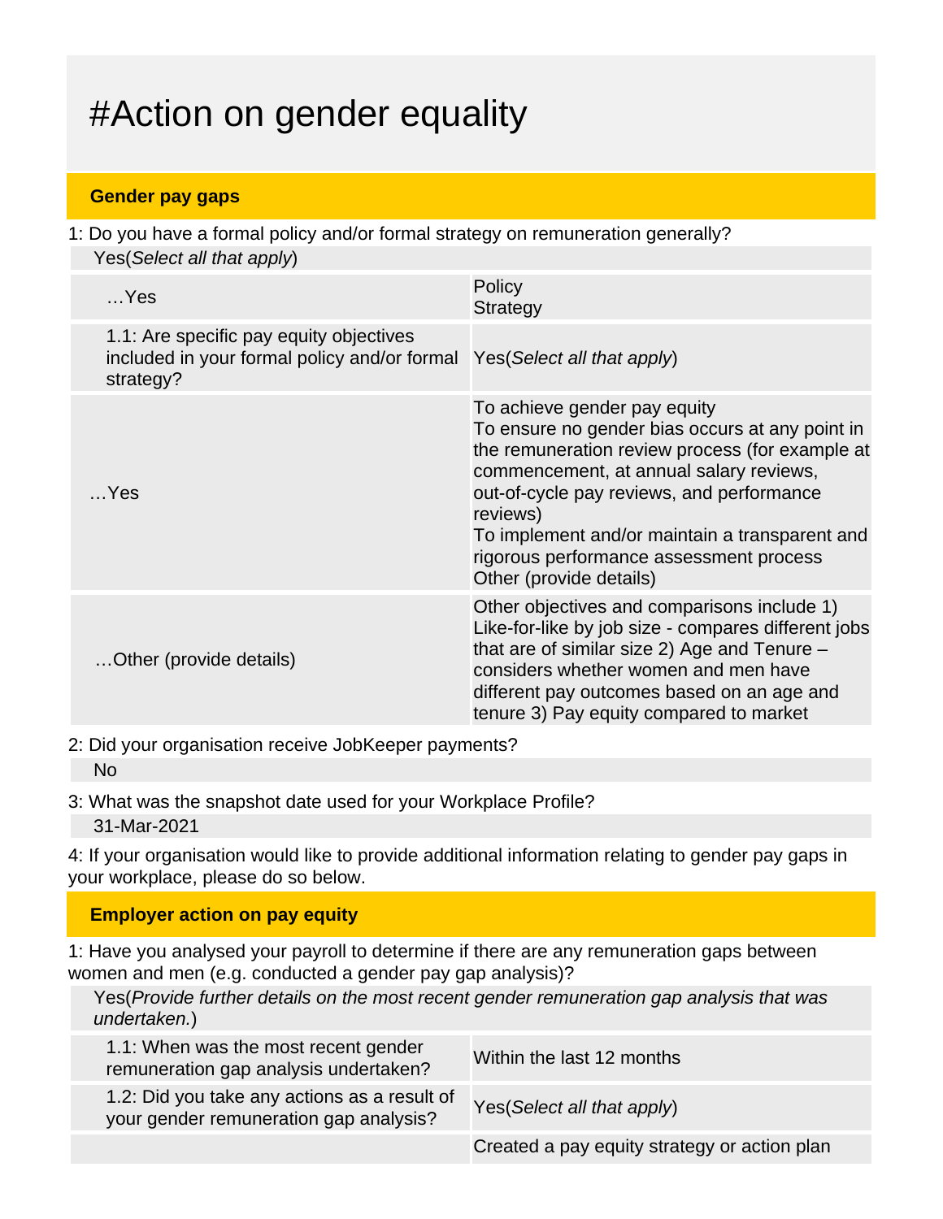# #Action on gender equality

## Gender pay gaps

1: Do you have a formal policy and/or formal strategy on remuneration generally?

Yes(*Select all that apply*)

| | |
|---|---|
| …Yes | Policy<br>Strategy |
| 1.1: Are specific pay equity objectives included in your formal policy and/or formal strategy? | Yes(*Select all that apply*) |
| …Yes | To achieve gender pay equity<br>To ensure no gender bias occurs at any point in the remuneration review process (for example at commencement, at annual salary reviews, out-of-cycle pay reviews, and performance reviews)<br>To implement and/or maintain a transparent and rigorous performance assessment process<br>Other (provide details) |
| …Other (provide details) | Other objectives and comparisons include 1) Like-for-like by job size - compares different jobs that are of similar size 2) Age and Tenure – considers whether women and men have different pay outcomes based on an age and tenure 3) Pay equity compared to market |

2: Did your organisation receive JobKeeper payments?

No

3: What was the snapshot date used for your Workplace Profile?

31-Mar-2021

4: If your organisation would like to provide additional information relating to gender pay gaps in your workplace, please do so below.

## Employer action on pay equity

1: Have you analysed your payroll to determine if there are any remuneration gaps between women and men (e.g. conducted a gender pay gap analysis)?

Yes(*Provide further details on the most recent gender remuneration gap analysis that was undertaken.*)

| | |
|---|---|
| 1.1: When was the most recent gender remuneration gap analysis undertaken? | Within the last 12 months |
| 1.2: Did you take any actions as a result of your gender remuneration gap analysis? | Yes(*Select all that apply*) |
| | Created a pay equity strategy or action plan |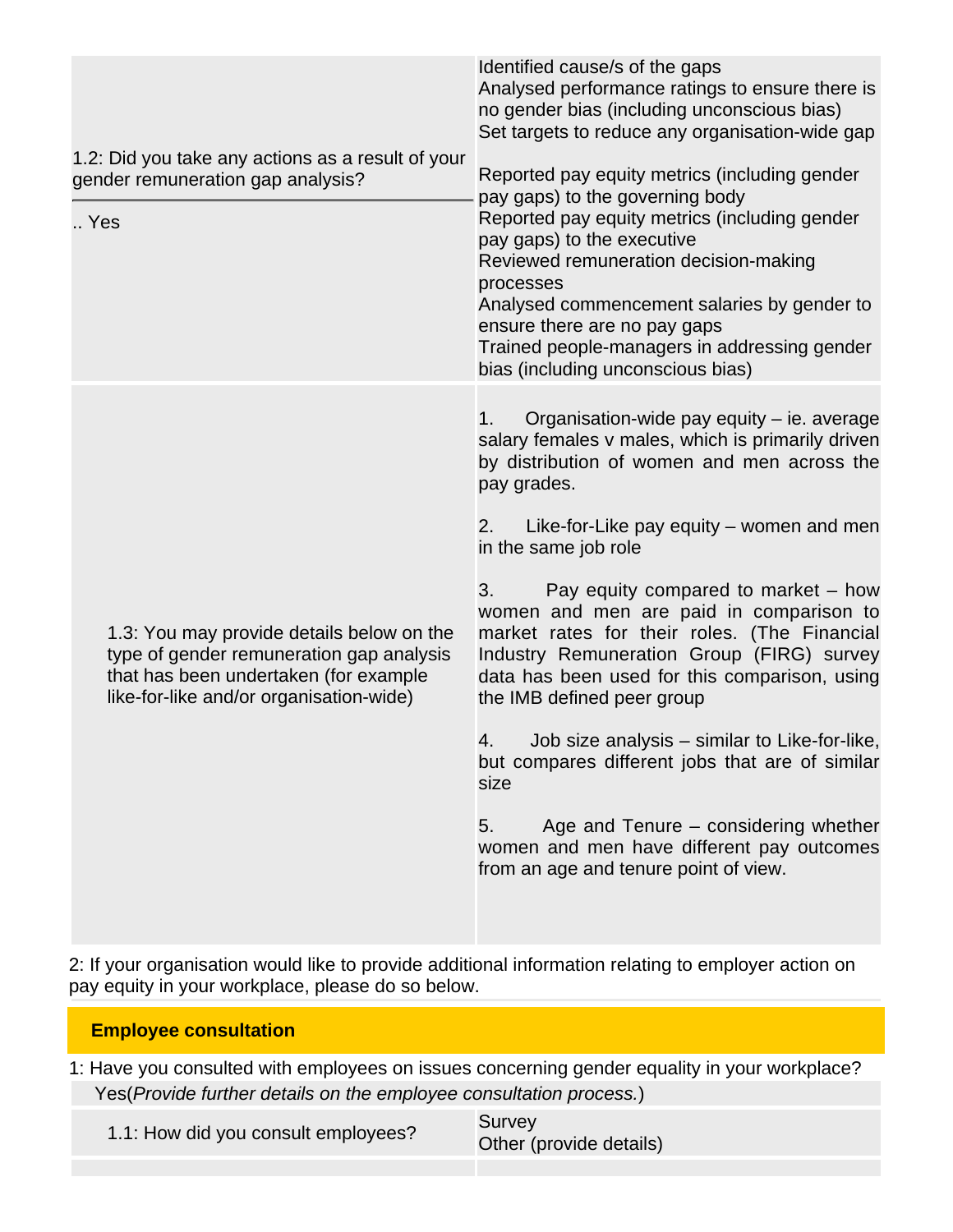| | |
|---|---|
| 1.2: Did you take any actions as a result of your gender remuneration gap analysis?<br><br>.. Yes | Identified cause/s of the gaps<br>Analysed performance ratings to ensure there is no gender bias (including unconscious bias)<br>Set targets to reduce any organisation-wide gap<br><br>Reported pay equity metrics (including gender pay gaps) to the governing body<br>Reported pay equity metrics (including gender pay gaps) to the executive<br>Reviewed remuneration decision-making processes<br>Analysed commencement salaries by gender to ensure there are no pay gaps<br>Trained people-managers in addressing gender bias (including unconscious bias) |
| 1.3: You may provide details below on the type of gender remuneration gap analysis that has been undertaken (for example like-for-like and/or organisation-wide) | 1. Organisation-wide pay equity – ie. average salary females v males, which is primarily driven by distribution of women and men across the pay grades.<br><br>2. Like-for-Like pay equity – women and men in the same job role<br><br>3. Pay equity compared to market – how women and men are paid in comparison to market rates for their roles. (The Financial Industry Remuneration Group (FIRG) survey data has been used for this comparison, using the IMB defined peer group<br><br>4. Job size analysis – similar to Like-for-like, but compares different jobs that are of similar size<br><br>5. Age and Tenure – considering whether women and men have different pay outcomes from an age and tenure point of view. |

2: If your organisation would like to provide additional information relating to employer action on pay equity in your workplace, please do so below.

## Employee consultation

1: Have you consulted with employees on issues concerning gender equality in your workplace?

Yes(*Provide further details on the employee consultation process.*)

| | |
|---|---|
| 1.1: How did you consult employees? | Survey<br>Other (provide details) |
| | |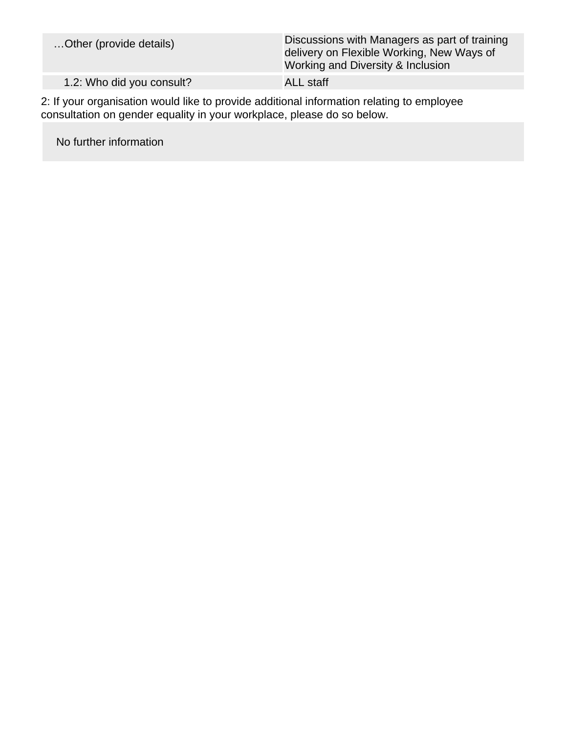| | |
|---|---|
| …Other (provide details) | Discussions with Managers as part of training delivery on Flexible Working, New Ways of Working and Diversity & Inclusion |
| 1.2: Who did you consult? | ALL staff |

2: If your organisation would like to provide additional information relating to employee consultation on gender equality in your workplace, please do so below.

| |
|---|
| No further information |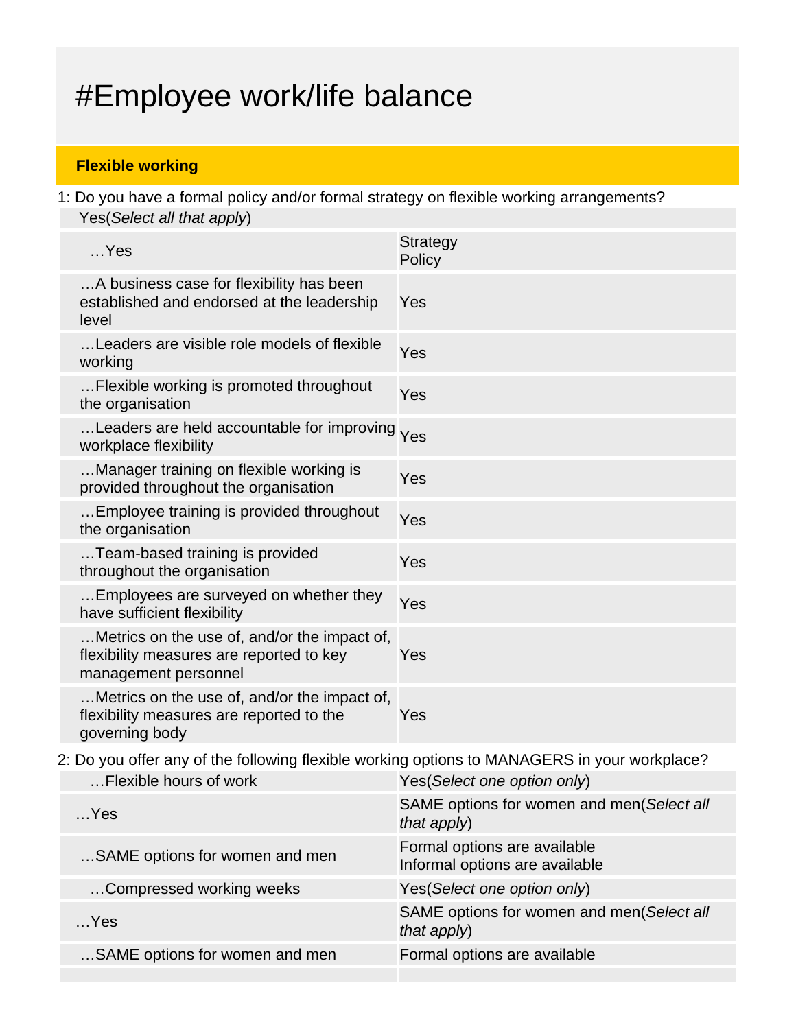# #Employee work/life balance

## Flexible working

1: Do you have a formal policy and/or formal strategy on flexible working arrangements?

Yes(*Select all that apply*)

| | |
|---|---|
| …Yes | Strategy<br>Policy |
| …A business case for flexibility has been established and endorsed at the leadership level | Yes |
| …Leaders are visible role models of flexible working | Yes |
| …Flexible working is promoted throughout the organisation | Yes |
| …Leaders are held accountable for improving workplace flexibility | Yes |
| …Manager training on flexible working is provided throughout the organisation | Yes |
| …Employee training is provided throughout the organisation | Yes |
| …Team-based training is provided throughout the organisation | Yes |
| …Employees are surveyed on whether they have sufficient flexibility | Yes |
| …Metrics on the use of, and/or the impact of, flexibility measures are reported to key management personnel | Yes |
| …Metrics on the use of, and/or the impact of, flexibility measures are reported to the governing body | Yes |

2: Do you offer any of the following flexible working options to MANAGERS in your workplace?

| | |
|---|---|
| …Flexible hours of work | Yes(*Select one option only*) |
| …Yes | SAME options for women and men(*Select all that apply*) |
| …SAME options for women and men | Formal options are available<br>Informal options are available |
| …Compressed working weeks | Yes(*Select one option only*) |
| …Yes | SAME options for women and men(*Select all that apply*) |
| …SAME options for women and men | Formal options are available |
| | |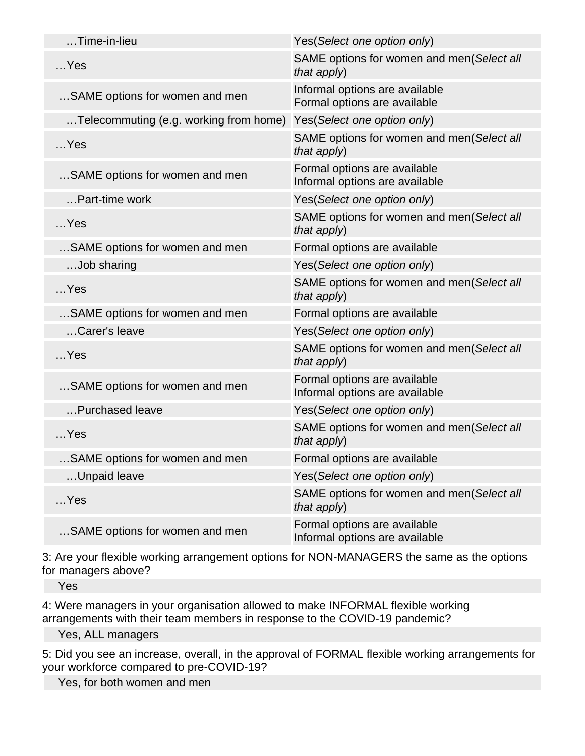| | |
|---|---|
| …Time-in-lieu | Yes(*Select one option only*) |
| …Yes | SAME options for women and men(*Select all that apply*) |
| …SAME options for women and men | Informal options are available<br>Formal options are available |
| …Telecommuting (e.g. working from home) | Yes(*Select one option only*) |
| …Yes | SAME options for women and men(*Select all that apply*) |
| …SAME options for women and men | Formal options are available<br>Informal options are available |
| …Part-time work | Yes(*Select one option only*) |
| …Yes | SAME options for women and men(*Select all that apply*) |
| …SAME options for women and men | Formal options are available |
| …Job sharing | Yes(*Select one option only*) |
| …Yes | SAME options for women and men(*Select all that apply*) |
| …SAME options for women and men | Formal options are available |
| …Carer's leave | Yes(*Select one option only*) |
| …Yes | SAME options for women and men(*Select all that apply*) |
| …SAME options for women and men | Formal options are available<br>Informal options are available |
| …Purchased leave | Yes(*Select one option only*) |
| …Yes | SAME options for women and men(*Select all that apply*) |
| …SAME options for women and men | Formal options are available |
| …Unpaid leave | Yes(*Select one option only*) |
| …Yes | SAME options for women and men(*Select all that apply*) |
| …SAME options for women and men | Formal options are available<br>Informal options are available |

3: Are your flexible working arrangement options for NON-MANAGERS the same as the options for managers above?

Yes

4: Were managers in your organisation allowed to make INFORMAL flexible working arrangements with their team members in response to the COVID-19 pandemic?

Yes, ALL managers

5: Did you see an increase, overall, in the approval of FORMAL flexible working arrangements for your workforce compared to pre-COVID-19?

Yes, for both women and men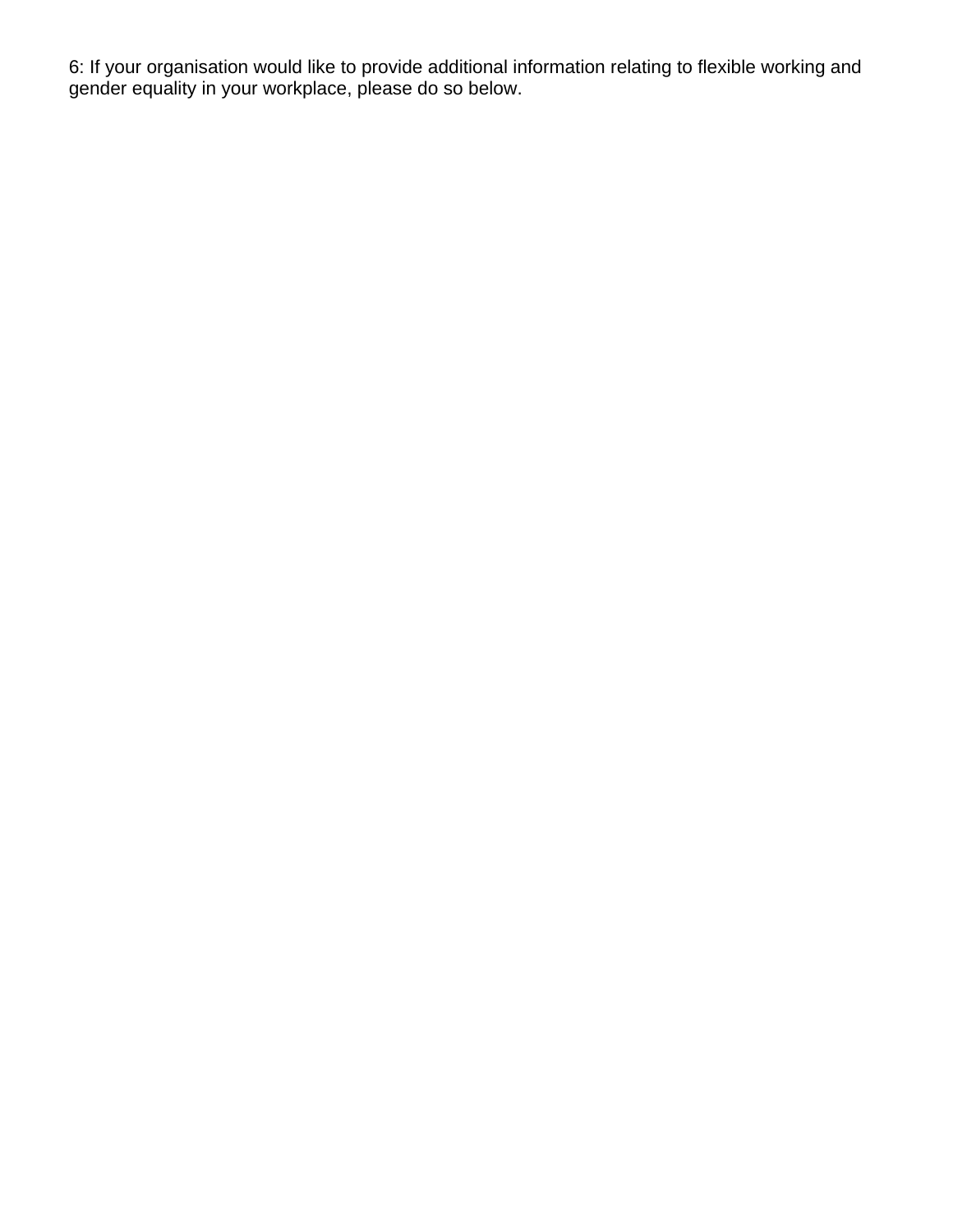6: If your organisation would like to provide additional information relating to flexible working and gender equality in your workplace, please do so below.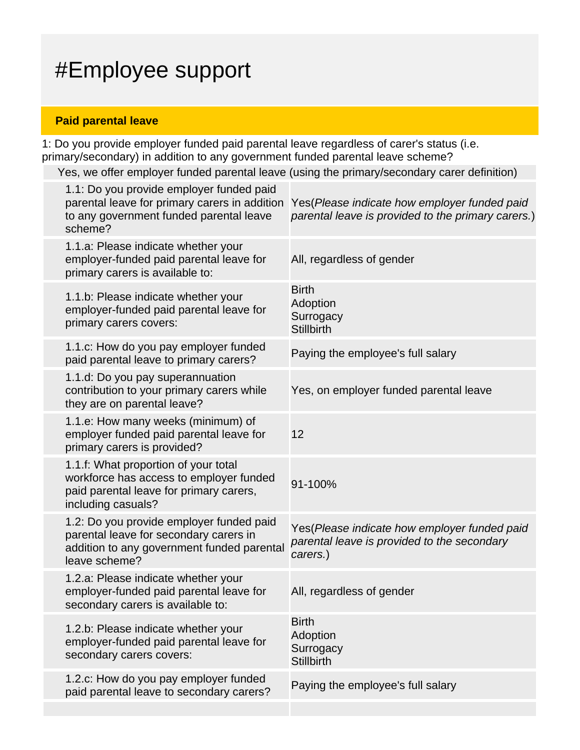# #Employee support

## Paid parental leave

1: Do you provide employer funded paid parental leave regardless of carer's status (i.e. primary/secondary) in addition to any government funded parental leave scheme?

Yes, we offer employer funded parental leave (using the primary/secondary carer definition)

| | |
|---|---|
| 1.1: Do you provide employer funded paid parental leave for primary carers in addition to any government funded parental leave scheme? | Yes(*Please indicate how employer funded paid parental leave is provided to the primary carers.*) |
| 1.1.a: Please indicate whether your employer-funded paid parental leave for primary carers is available to: | All, regardless of gender |
| 1.1.b: Please indicate whether your employer-funded paid parental leave for primary carers covers: | Birth<br>Adoption<br>Surrogacy<br>Stillbirth |
| 1.1.c: How do you pay employer funded paid parental leave to primary carers? | Paying the employee's full salary |
| 1.1.d: Do you pay superannuation contribution to your primary carers while they are on parental leave? | Yes, on employer funded parental leave |
| 1.1.e: How many weeks (minimum) of employer funded paid parental leave for primary carers is provided? | 12 |
| 1.1.f: What proportion of your total workforce has access to employer funded paid parental leave for primary carers, including casuals? | 91-100% |
| 1.2: Do you provide employer funded paid parental leave for secondary carers in addition to any government funded parental leave scheme? | Yes(*Please indicate how employer funded paid parental leave is provided to the secondary carers.*) |
| 1.2.a: Please indicate whether your employer-funded paid parental leave for secondary carers is available to: | All, regardless of gender |
| 1.2.b: Please indicate whether your employer-funded paid parental leave for secondary carers covers: | Birth<br>Adoption<br>Surrogacy<br>Stillbirth |
| 1.2.c: How do you pay employer funded paid parental leave to secondary carers? | Paying the employee's full salary |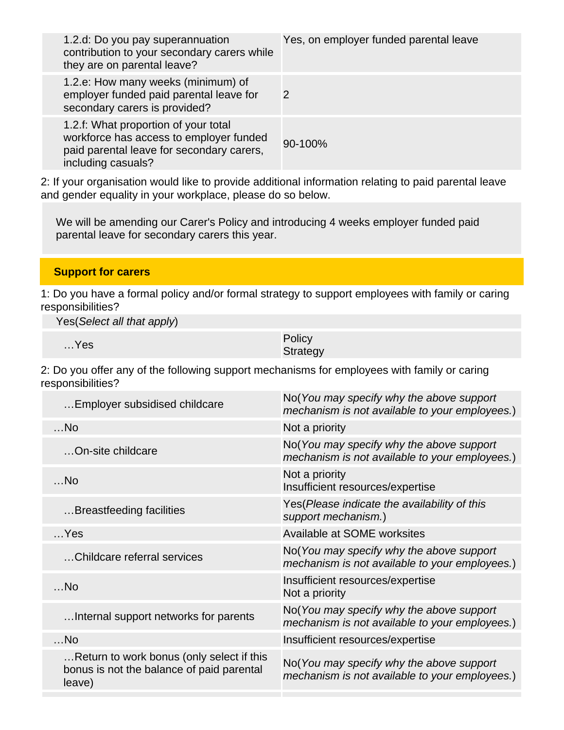| | |
|---|---|
| 1.2.d: Do you pay superannuation contribution to your secondary carers while they are on parental leave? | Yes, on employer funded parental leave |
| 1.2.e: How many weeks (minimum) of employer funded paid parental leave for secondary carers is provided? | 2 |
| 1.2.f: What proportion of your total workforce has access to employer funded paid parental leave for secondary carers, including casuals? | 90-100% |

2: If your organisation would like to provide additional information relating to paid parental leave and gender equality in your workplace, please do so below.

We will be amending our Carer's Policy and introducing 4 weeks employer funded paid parental leave for secondary carers this year.

## Support for carers

1: Do you have a formal policy and/or formal strategy to support employees with family or caring responsibilities?

| Yes(*Select all that apply*) | |
|---|---|
| …Yes | Policy<br>Strategy |

2: Do you offer any of the following support mechanisms for employees with family or caring responsibilities?

| | |
|---|---|
| …Employer subsidised childcare | No(*You may specify why the above support mechanism is not available to your employees.*) |
| …No | Not a priority |
| …On-site childcare | No(*You may specify why the above support mechanism is not available to your employees.*) |
| …No | Not a priority<br>Insufficient resources/expertise |
| …Breastfeeding facilities | Yes(*Please indicate the availability of this support mechanism.*) |
| …Yes | Available at SOME worksites |
| …Childcare referral services | No(*You may specify why the above support mechanism is not available to your employees.*) |
| …No | Insufficient resources/expertise<br>Not a priority |
| …Internal support networks for parents | No(*You may specify why the above support mechanism is not available to your employees.*) |
| …No | Insufficient resources/expertise |
| …Return to work bonus (only select if this bonus is not the balance of paid parental leave) | No(*You may specify why the above support mechanism is not available to your employees.*) |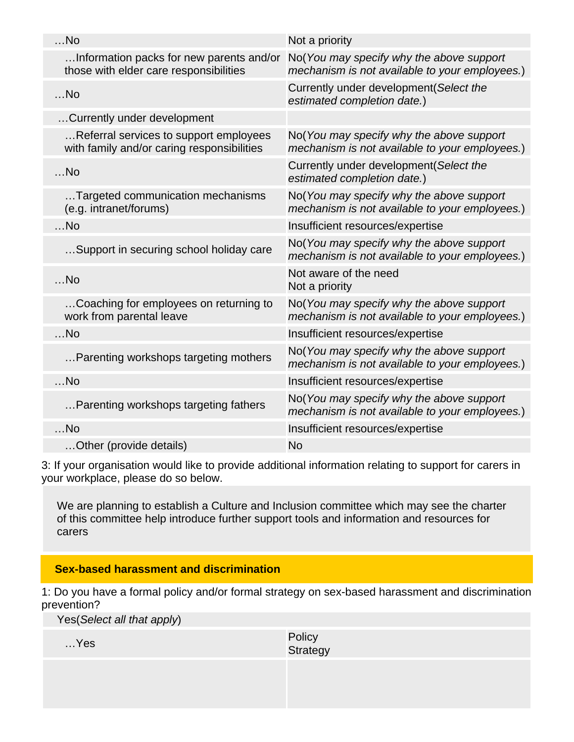| | |
|---|---|
| …No | Not a priority |
| …Information packs for new parents and/or those with elder care responsibilities | No(*You may specify why the above support mechanism is not available to your employees.*) |
| …No | Currently under development(*Select the estimated completion date.*) |
| …Currently under development | |
| …Referral services to support employees with family and/or caring responsibilities | No(*You may specify why the above support mechanism is not available to your employees.*) |
| …No | Currently under development(*Select the estimated completion date.*) |
| …Targeted communication mechanisms (e.g. intranet/forums) | No(*You may specify why the above support mechanism is not available to your employees.*) |
| …No | Insufficient resources/expertise |
| …Support in securing school holiday care | No(*You may specify why the above support mechanism is not available to your employees.*) |
| …No | Not aware of the need<br>Not a priority |
| …Coaching for employees on returning to work from parental leave | No(*You may specify why the above support mechanism is not available to your employees.*) |
| …No | Insufficient resources/expertise |
| …Parenting workshops targeting mothers | No(*You may specify why the above support mechanism is not available to your employees.*) |
| …No | Insufficient resources/expertise |
| …Parenting workshops targeting fathers | No(*You may specify why the above support mechanism is not available to your employees.*) |
| …No | Insufficient resources/expertise |
| …Other (provide details) | No |

3: If your organisation would like to provide additional information relating to support for carers in your workplace, please do so below.

We are planning to establish a Culture and Inclusion committee which may see the charter of this committee help introduce further support tools and information and resources for carers

## Sex-based harassment and discrimination

1: Do you have a formal policy and/or formal strategy on sex-based harassment and discrimination prevention?

Yes(*Select all that apply*)

| | |
|---|---|
| …Yes | Policy<br>Strategy |
| | |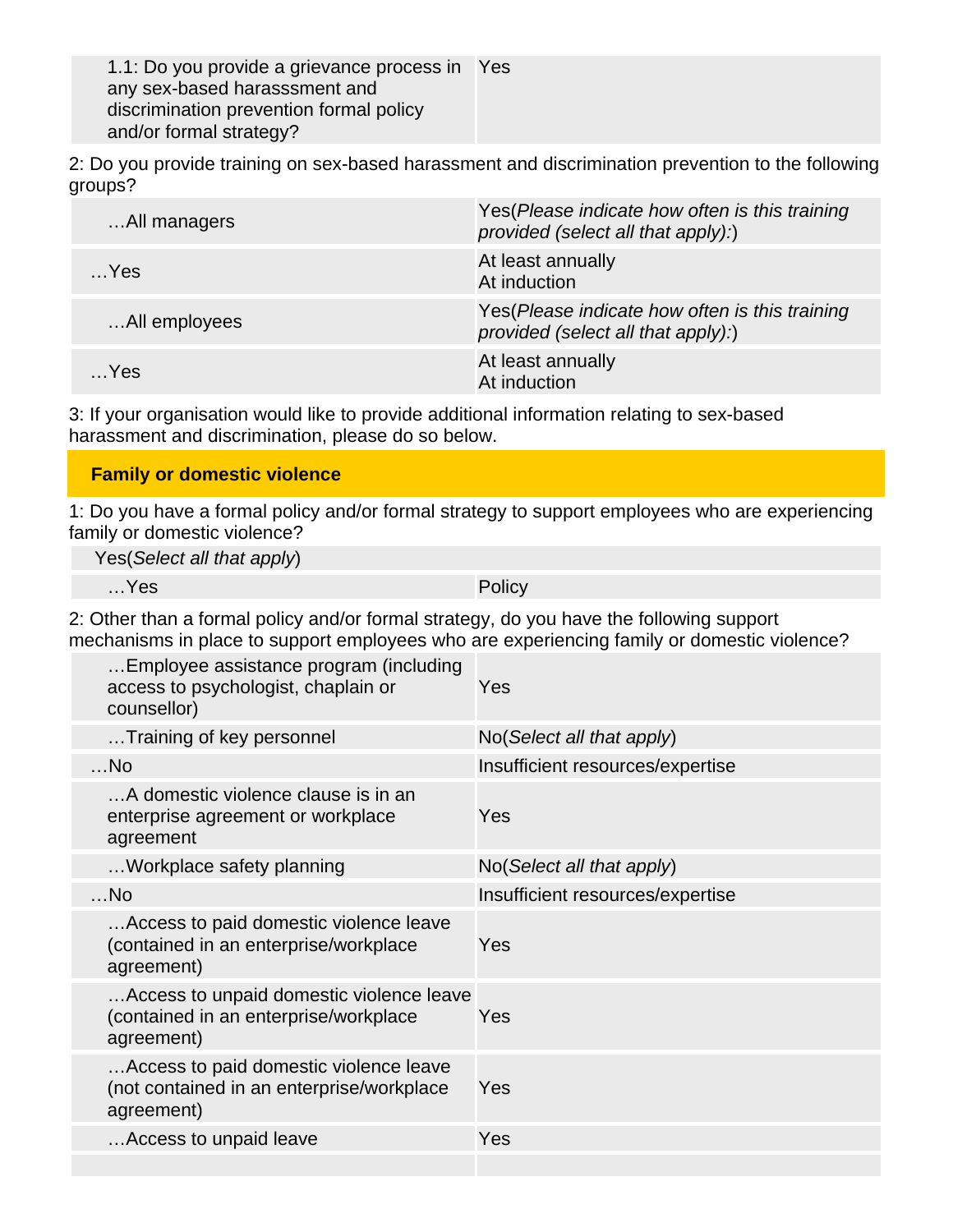| | |
|---|---|
| 1.1: Do you provide a grievance process in any sex-based harasssment and discrimination prevention formal policy and/or formal strategy? | Yes |

2: Do you provide training on sex-based harassment and discrimination prevention to the following groups?

| | |
|---|---|
| …All managers | Yes(*Please indicate how often is this training provided (select all that apply):*) |
| …Yes | At least annually<br>At induction |
| …All employees | Yes(*Please indicate how often is this training provided (select all that apply):*) |
| …Yes | At least annually<br>At induction |

3: If your organisation would like to provide additional information relating to sex-based harassment and discrimination, please do so below.

## Family or domestic violence

1: Do you have a formal policy and/or formal strategy to support employees who are experiencing family or domestic violence?

| | |
|---|---|
| Yes(*Select all that apply*) | |
| …Yes | Policy |

2: Other than a formal policy and/or formal strategy, do you have the following support mechanisms in place to support employees who are experiencing family or domestic violence?

| | |
|---|---|
| …Employee assistance program (including access to psychologist, chaplain or counsellor) | Yes |
| …Training of key personnel | No(*Select all that apply*) |
| …No | Insufficient resources/expertise |
| …A domestic violence clause is in an enterprise agreement or workplace agreement | Yes |
| …Workplace safety planning | No(*Select all that apply*) |
| …No | Insufficient resources/expertise |
| …Access to paid domestic violence leave (contained in an enterprise/workplace agreement) | Yes |
| …Access to unpaid domestic violence leave (contained in an enterprise/workplace agreement) | Yes |
| …Access to paid domestic violence leave (not contained in an enterprise/workplace agreement) | Yes |
| …Access to unpaid leave | Yes |
| | |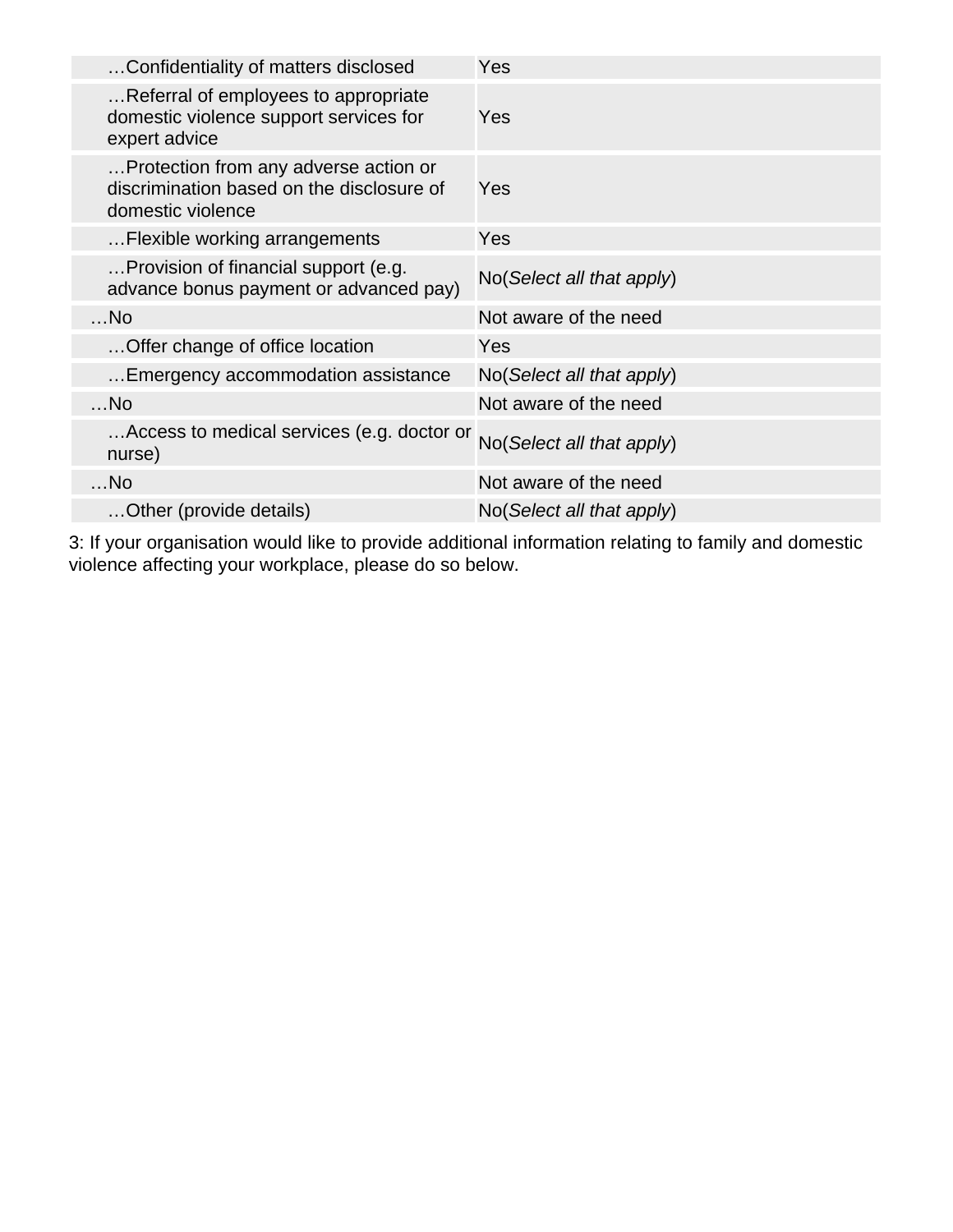| | |
|---|---|
| …Confidentiality of matters disclosed | Yes |
| …Referral of employees to appropriate domestic violence support services for expert advice | Yes |
| …Protection from any adverse action or discrimination based on the disclosure of domestic violence | Yes |
| …Flexible working arrangements | Yes |
| …Provision of financial support (e.g. advance bonus payment or advanced pay) | No(*Select all that apply*) |
| …No | Not aware of the need |
| …Offer change of office location | Yes |
| …Emergency accommodation assistance | No(*Select all that apply*) |
| …No | Not aware of the need |
| …Access to medical services (e.g. doctor or nurse) | No(*Select all that apply*) |
| …No | Not aware of the need |
| …Other (provide details) | No(*Select all that apply*) |

3: If your organisation would like to provide additional information relating to family and domestic violence affecting your workplace, please do so below.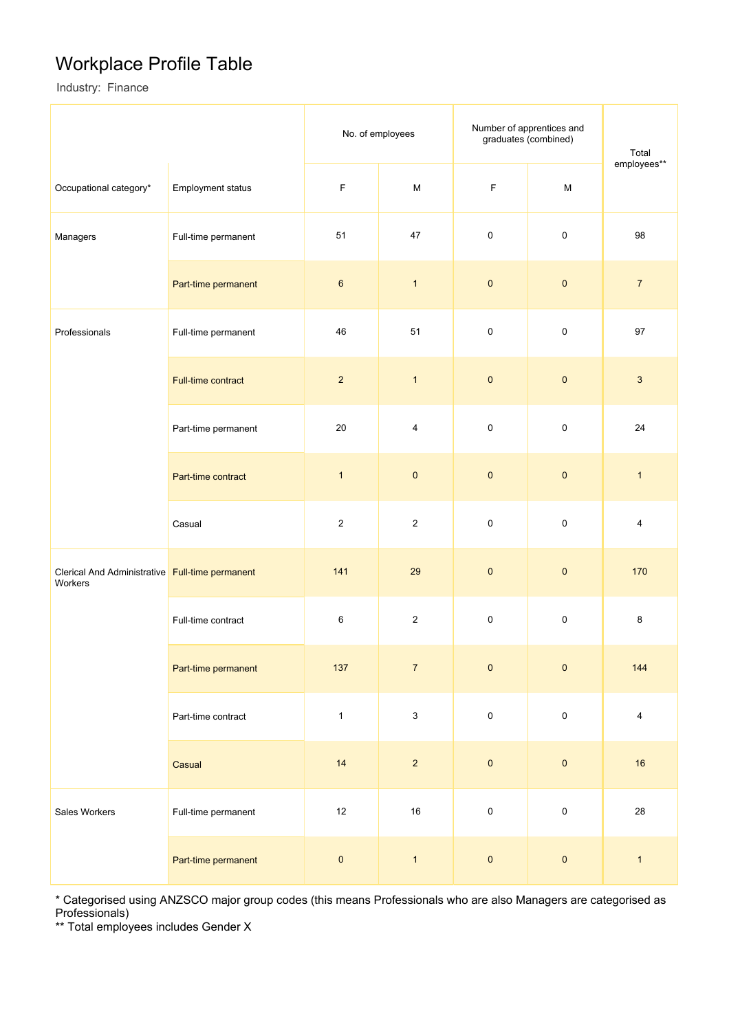# Workplace Profile Table

Industry: Finance

| Occupational category* | Employment status | No. of employees | | Number of apprentices and graduates (combined) | | Total employees** |
|---|---|---|---|---|---|---|
| | | F | M | F | M | |
| Managers | Full-time permanent | 51 | 47 | 0 | 0 | 98 |
| | Part-time permanent | 6 | 1 | 0 | 0 | 7 |
| Professionals | Full-time permanent | 46 | 51 | 0 | 0 | 97 |
| | Full-time contract | 2 | 1 | 0 | 0 | 3 |
| | Part-time permanent | 20 | 4 | 0 | 0 | 24 |
| | Part-time contract | 1 | 0 | 0 | 0 | 1 |
| | Casual | 2 | 2 | 0 | 0 | 4 |
| Clerical And Administrative Workers | Full-time permanent | 141 | 29 | 0 | 0 | 170 |
| | Full-time contract | 6 | 2 | 0 | 0 | 8 |
| | Part-time permanent | 137 | 7 | 0 | 0 | 144 |
| | Part-time contract | 1 | 3 | 0 | 0 | 4 |
| | Casual | 14 | 2 | 0 | 0 | 16 |
| Sales Workers | Full-time permanent | 12 | 16 | 0 | 0 | 28 |
| | Part-time permanent | 0 | 1 | 0 | 0 | 1 |

* Categorised using ANZSCO major group codes (this means Professionals who are also Managers are categorised as Professionals)
** Total employees includes Gender X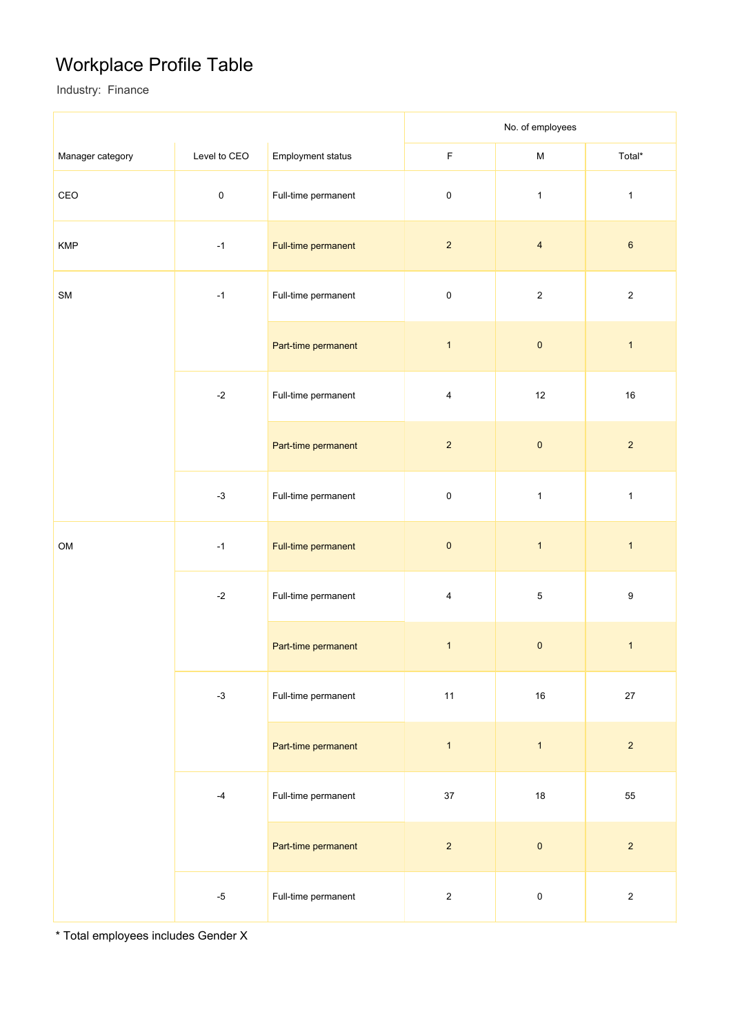# Workplace Profile Table

Industry: Finance

| Manager category | Level to CEO | Employment status | No. of employees | | |
|---|---|---|---|---|---|
| | | | F | M | Total* |
| CEO | 0 | Full-time permanent | 0 | 1 | 1 |
| KMP | -1 | Full-time permanent | 2 | 4 | 6 |
| SM | -1 | Full-time permanent | 0 | 2 | 2 |
| | | Part-time permanent | 1 | 0 | 1 |
| | -2 | Full-time permanent | 4 | 12 | 16 |
| | | Part-time permanent | 2 | 0 | 2 |
| | -3 | Full-time permanent | 0 | 1 | 1 |
| OM | -1 | Full-time permanent | 0 | 1 | 1 |
| | -2 | Full-time permanent | 4 | 5 | 9 |
| | | Part-time permanent | 1 | 0 | 1 |
| | -3 | Full-time permanent | 11 | 16 | 27 |
| | | Part-time permanent | 1 | 1 | 2 |
| | -4 | Full-time permanent | 37 | 18 | 55 |
| | | Part-time permanent | 2 | 0 | 2 |
| | -5 | Full-time permanent | 2 | 0 | 2 |

* Total employees includes Gender X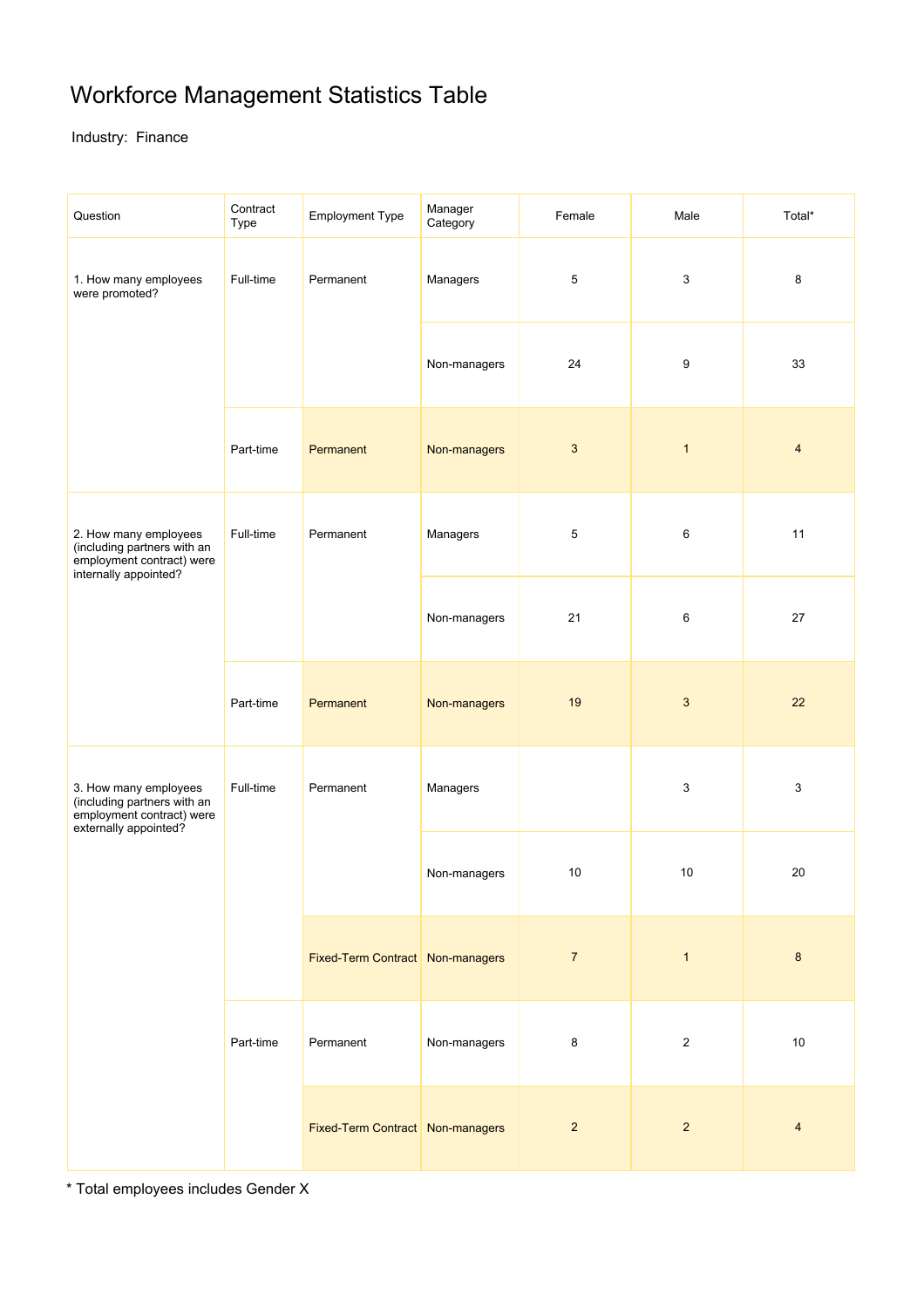# Workforce Management Statistics Table

Industry: Finance

| Question | Contract Type | Employment Type | Manager Category | Female | Male | Total* |
|---|---|---|---|---|---|---|
| 1. How many employees were promoted? | Full-time | Permanent | Managers | 5 | 3 | 8 |
| | | | Non-managers | 24 | 9 | 33 |
| | Part-time | Permanent | Non-managers | 3 | 1 | 4 |
| 2. How many employees (including partners with an employment contract) were internally appointed? | Full-time | Permanent | Managers | 5 | 6 | 11 |
| | | | Non-managers | 21 | 6 | 27 |
| | Part-time | Permanent | Non-managers | 19 | 3 | 22 |
| 3. How many employees (including partners with an employment contract) were externally appointed? | Full-time | Permanent | Managers | | 3 | 3 |
| | | | Non-managers | 10 | 10 | 20 |
| | | Fixed-Term Contract | Non-managers | 7 | 1 | 8 |
| | Part-time | Permanent | Non-managers | 8 | 2 | 10 |
| | | Fixed-Term Contract | Non-managers | 2 | 2 | 4 |

* Total employees includes Gender X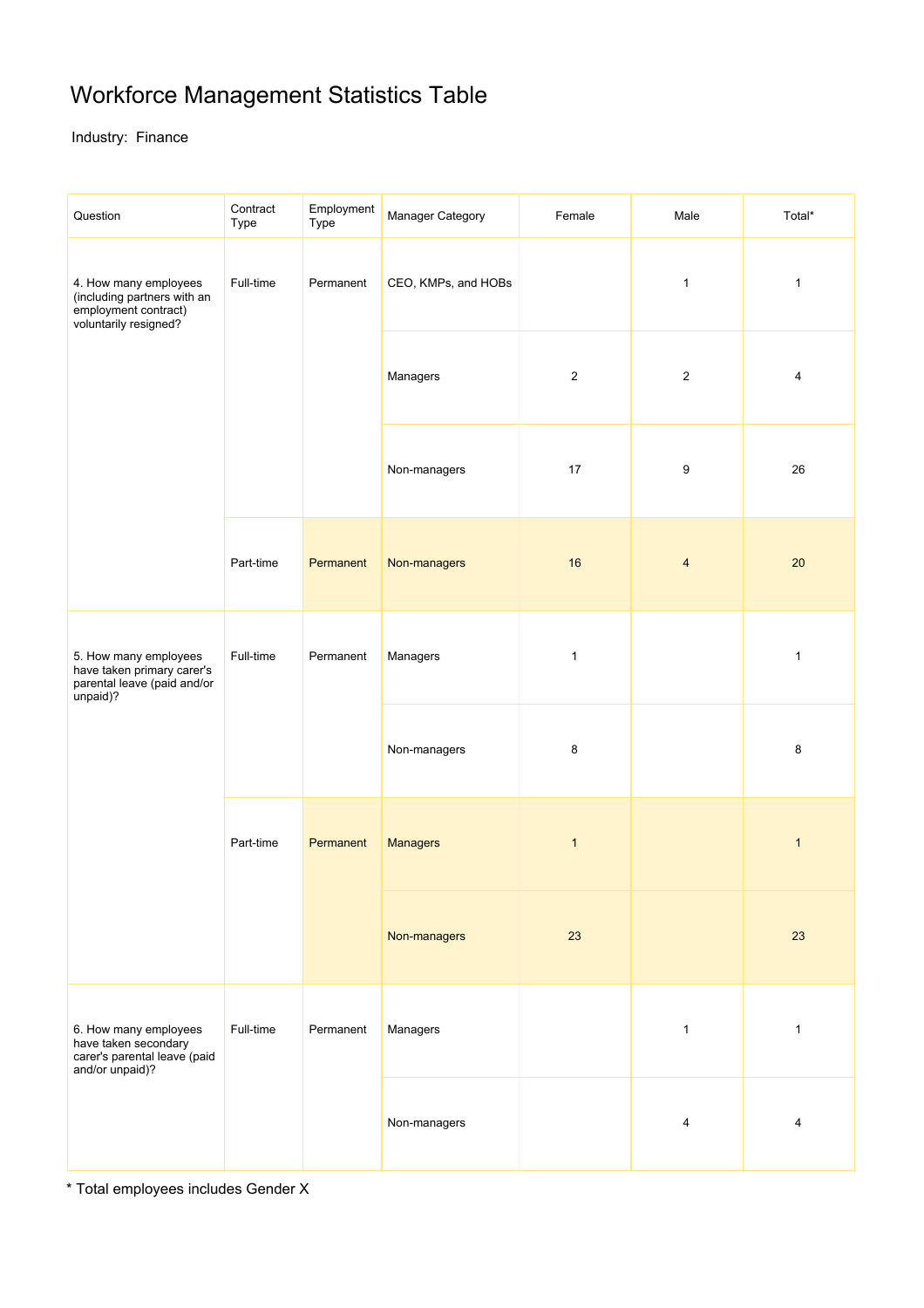# Workforce Management Statistics Table

Industry: Finance

| Question | Contract Type | Employment Type | Manager Category | Female | Male | Total* |
|---|---|---|---|---|---|---|
| 4. How many employees (including partners with an employment contract) voluntarily resigned? | Full-time | Permanent | CEO, KMPs, and HOBs | | 1 | 1 |
| | | | Managers | 2 | 2 | 4 |
| | | | Non-managers | 17 | 9 | 26 |
| | Part-time | Permanent | Non-managers | 16 | 4 | 20 |
| 5. How many employees have taken primary carer's parental leave (paid and/or unpaid)? | Full-time | Permanent | Managers | 1 | | 1 |
| | | | Non-managers | 8 | | 8 |
| | Part-time | Permanent | Managers | 1 | | 1 |
| | | | Non-managers | 23 | | 23 |
| 6. How many employees have taken secondary carer's parental leave (paid and/or unpaid)? | Full-time | Permanent | Managers | | 1 | 1 |
| | | | Non-managers | | 4 | 4 |

* Total employees includes Gender X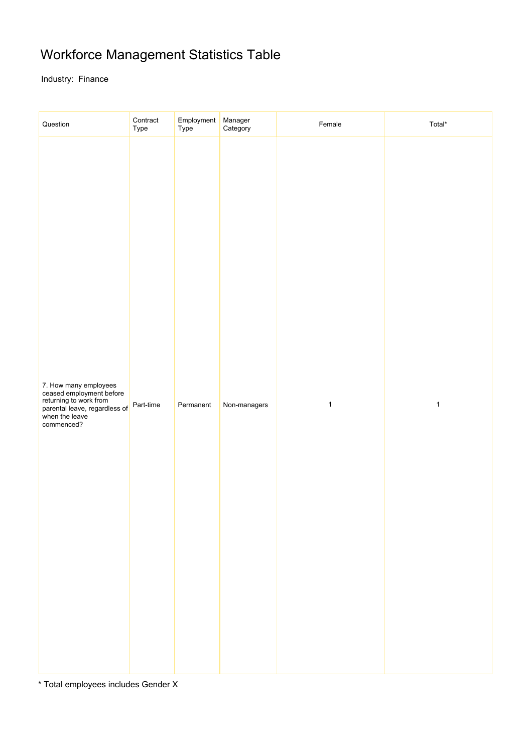# Workforce Management Statistics Table

Industry: Finance

| Question | Contract Type | Employment Type | Manager Category | Female | Total* |
|---|---|---|---|---|---|
| 7. How many employees ceased employment before returning to work from parental leave, regardless of when the leave commenced? | Part-time | Permanent | Non-managers | 1 | 1 |

* Total employees includes Gender X